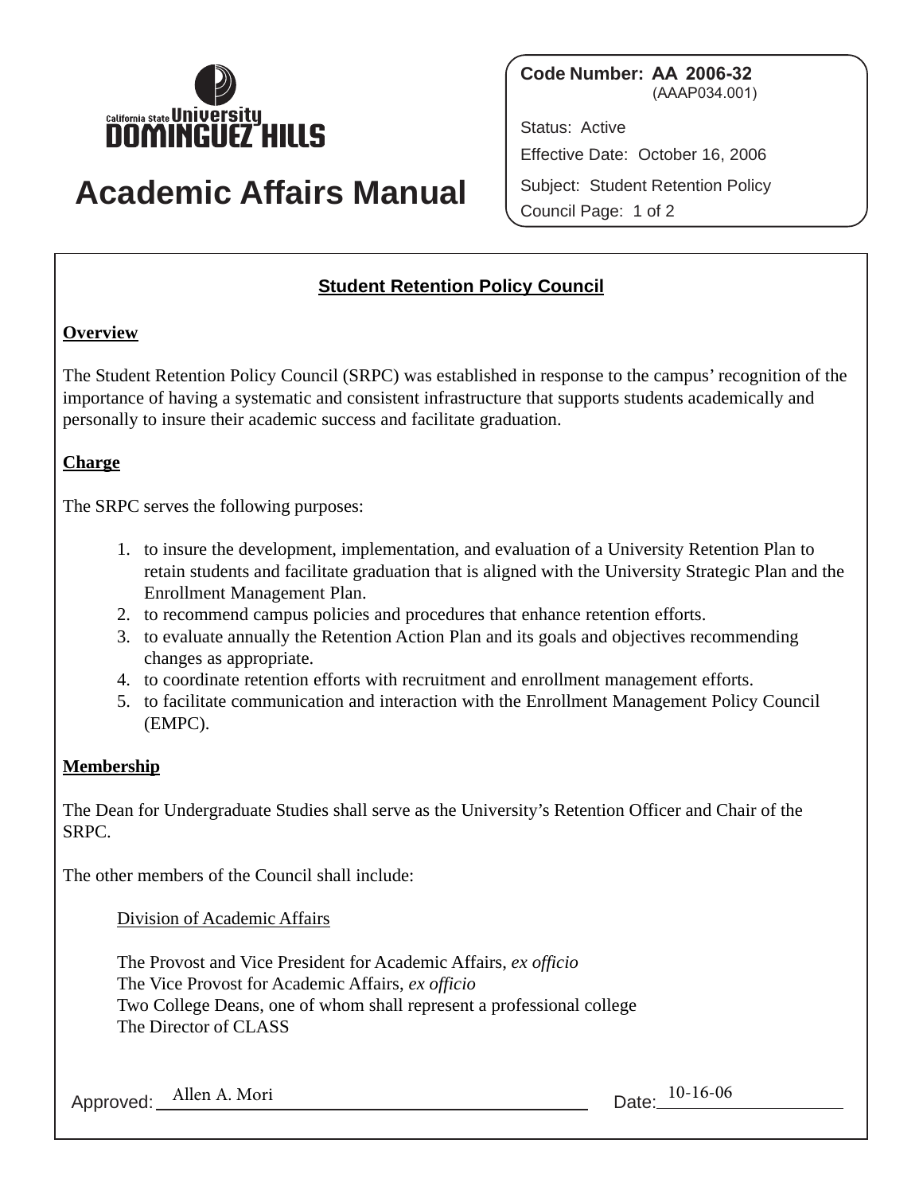California State University Dominguez Hills

# Academic Affairs Manual

**Code Number: AA 2006-32**
(AAAP034.001)

Status: Active

Effective Date: October 16, 2006

Subject: Student Retention Policy Council

## Student Retention Policy Council

### Overview

The Student Retention Policy Council (SRPC) was established in response to the campus' recognition of the importance of having a systematic and consistent infrastructure that supports students academically and personally to insure their academic success and facilitate graduation.

### Charge

The SRPC serves the following purposes:

1. to insure the development, implementation, and evaluation of a University Retention Plan to retain students and facilitate graduation that is aligned with the University Strategic Plan and the Enrollment Management Plan.
2. to recommend campus policies and procedures that enhance retention efforts.
3. to evaluate annually the Retention Action Plan and its goals and objectives recommending changes as appropriate.
4. to coordinate retention efforts with recruitment and enrollment management efforts.
5. to facilitate communication and interaction with the Enrollment Management Policy Council (EMPC).

### Membership

The Dean for Undergraduate Studies shall serve as the University's Retention Officer and Chair of the SRPC.

The other members of the Council shall include:

Division of Academic Affairs

The Provost and Vice President for Academic Affairs, *ex officio*
The Vice Provost for Academic Affairs, *ex officio*
Two College Deans, one of whom shall represent a professional college
The Director of CLASS

Approved: Allen A. Mori Date: 10-16-06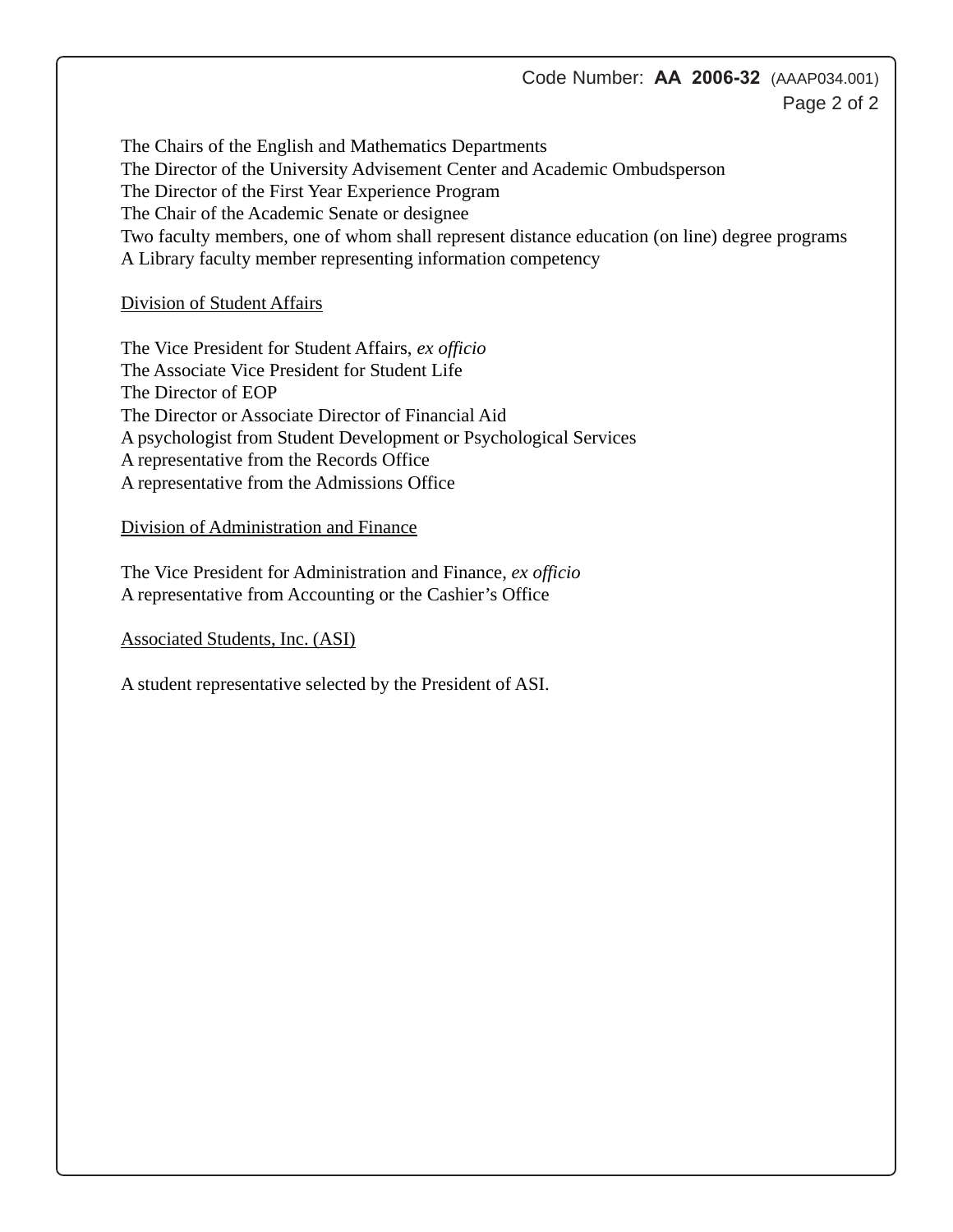The Chairs of the English and Mathematics Departments
The Director of the University Advisement Center and Academic Ombudsperson
The Director of the First Year Experience Program
The Chair of the Academic Senate or designee
Two faculty members, one of whom shall represent distance education (on line) degree programs
A Library faculty member representing information competency

Division of Student Affairs

The Vice President for Student Affairs, *ex officio*
The Associate Vice President for Student Life
The Director of EOP
The Director or Associate Director of Financial Aid
A psychologist from Student Development or Psychological Services
A representative from the Records Office
A representative from the Admissions Office

Division of Administration and Finance

The Vice President for Administration and Finance, *ex officio*
A representative from Accounting or the Cashier's Office

Associated Students, Inc. (ASI)

A student representative selected by the President of ASI.